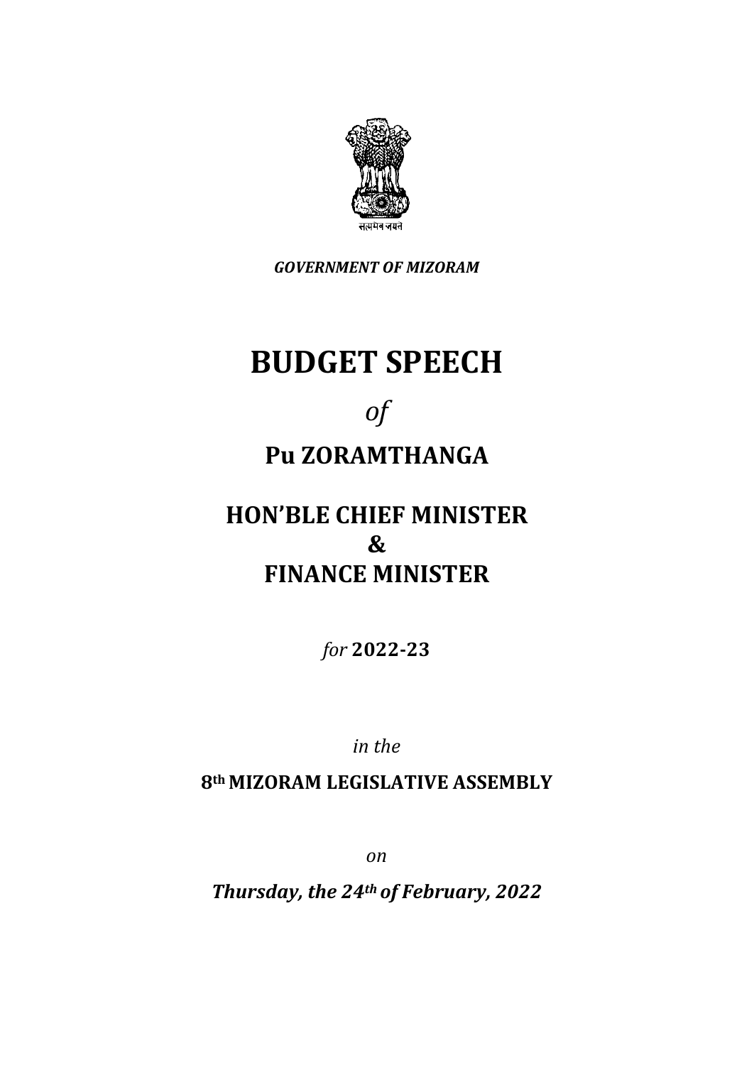सत्यमेव जयते

***GOVERNMENT OF MIZORAM***

# BUDGET SPEECH

*of*

## Pu ZORAMTHANGA

## HON'BLE CHIEF MINISTER
## &
## FINANCE MINISTER

*for* **2022-23**

*in the*

**8th MIZORAM LEGISLATIVE ASSEMBLY**

*on*

***Thursday, the 24th of February, 2022***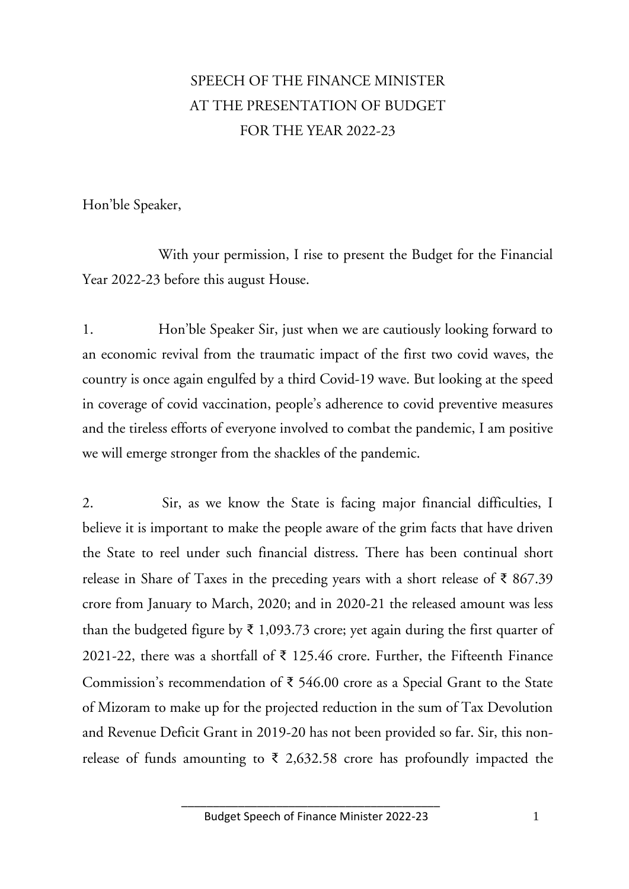# SPEECH OF THE FINANCE MINISTER AT THE PRESENTATION OF BUDGET FOR THE YEAR 2022-23

Hon'ble Speaker,

With your permission, I rise to present the Budget for the Financial Year 2022-23 before this august House.

1. Hon'ble Speaker Sir, just when we are cautiously looking forward to an economic revival from the traumatic impact of the first two covid waves, the country is once again engulfed by a third Covid-19 wave. But looking at the speed in coverage of covid vaccination, people's adherence to covid preventive measures and the tireless efforts of everyone involved to combat the pandemic, I am positive we will emerge stronger from the shackles of the pandemic.

2. Sir, as we know the State is facing major financial difficulties, I believe it is important to make the people aware of the grim facts that have driven the State to reel under such financial distress. There has been continual short release in Share of Taxes in the preceding years with a short release of ₹ 867.39 crore from January to March, 2020; and in 2020-21 the released amount was less than the budgeted figure by ₹ 1,093.73 crore; yet again during the first quarter of 2021-22, there was a shortfall of ₹ 125.46 crore. Further, the Fifteenth Finance Commission's recommendation of ₹ 546.00 crore as a Special Grant to the State of Mizoram to make up for the projected reduction in the sum of Tax Devolution and Revenue Deficit Grant in 2019-20 has not been provided so far. Sir, this non-release of funds amounting to ₹ 2,632.58 crore has profoundly impacted the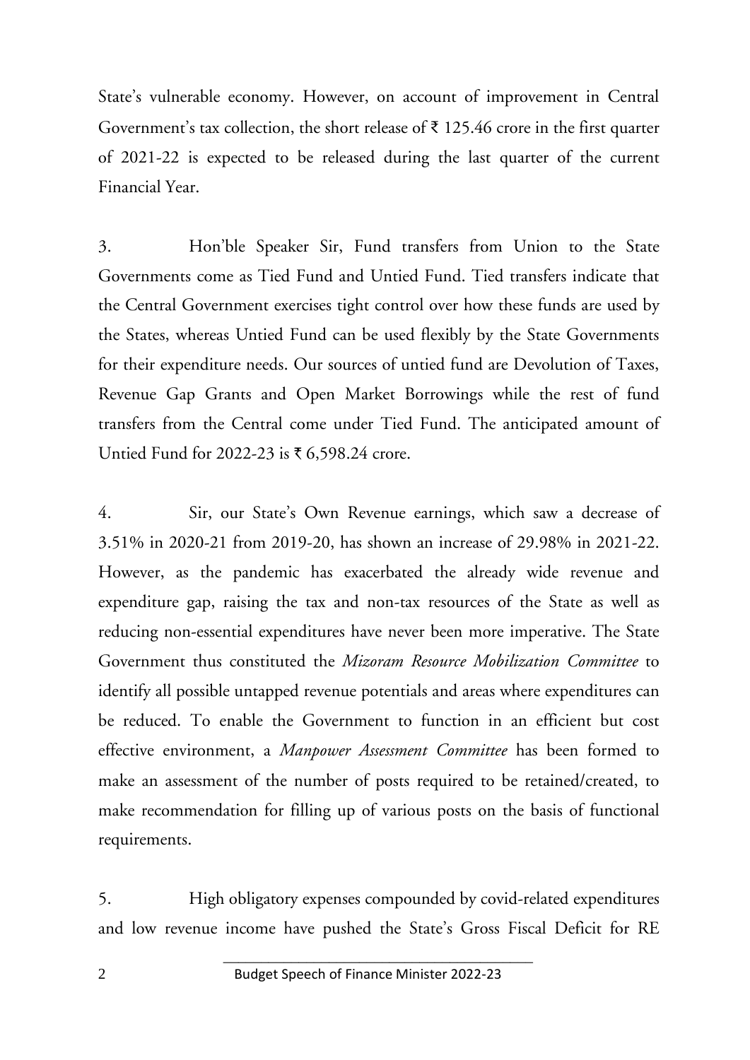State's vulnerable economy. However, on account of improvement in Central Government's tax collection, the short release of ₹ 125.46 crore in the first quarter of 2021-22 is expected to be released during the last quarter of the current Financial Year.

3. Hon'ble Speaker Sir, Fund transfers from Union to the State Governments come as Tied Fund and Untied Fund. Tied transfers indicate that the Central Government exercises tight control over how these funds are used by the States, whereas Untied Fund can be used flexibly by the State Governments for their expenditure needs. Our sources of untied fund are Devolution of Taxes, Revenue Gap Grants and Open Market Borrowings while the rest of fund transfers from the Central come under Tied Fund. The anticipated amount of Untied Fund for 2022-23 is ₹ 6,598.24 crore.

4. Sir, our State's Own Revenue earnings, which saw a decrease of 3.51% in 2020-21 from 2019-20, has shown an increase of 29.98% in 2021-22. However, as the pandemic has exacerbated the already wide revenue and expenditure gap, raising the tax and non-tax resources of the State as well as reducing non-essential expenditures have never been more imperative. The State Government thus constituted the *Mizoram Resource Mobilization Committee* to identify all possible untapped revenue potentials and areas where expenditures can be reduced. To enable the Government to function in an efficient but cost effective environment, a *Manpower Assessment Committee* has been formed to make an assessment of the number of posts required to be retained/created, to make recommendation for filling up of various posts on the basis of functional requirements.

5. High obligatory expenses compounded by covid-related expenditures and low revenue income have pushed the State's Gross Fiscal Deficit for RE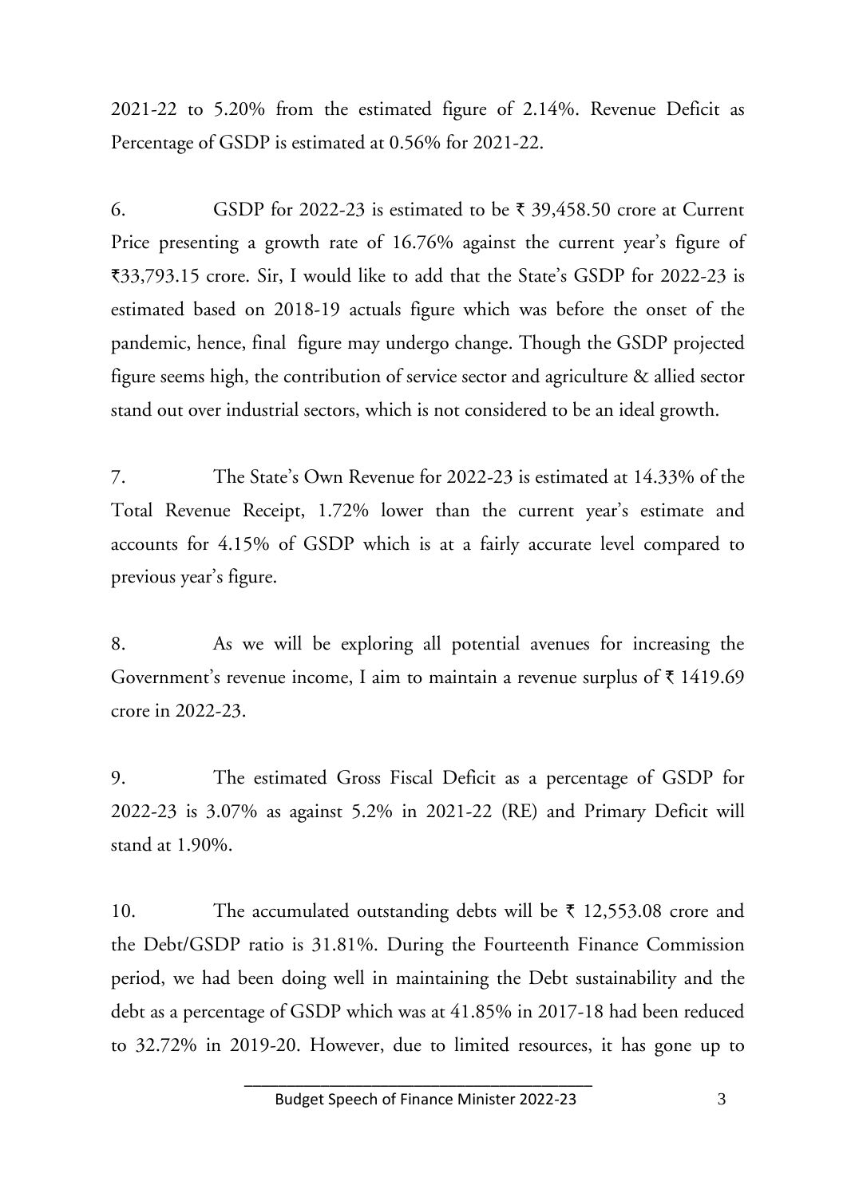2021-22 to 5.20% from the estimated figure of 2.14%. Revenue Deficit as Percentage of GSDP is estimated at 0.56% for 2021-22.

6. GSDP for 2022-23 is estimated to be ₹ 39,458.50 crore at Current Price presenting a growth rate of 16.76% against the current year's figure of ₹33,793.15 crore. Sir, I would like to add that the State's GSDP for 2022-23 is estimated based on 2018-19 actuals figure which was before the onset of the pandemic, hence, final figure may undergo change. Though the GSDP projected figure seems high, the contribution of service sector and agriculture & allied sector stand out over industrial sectors, which is not considered to be an ideal growth.

7. The State's Own Revenue for 2022-23 is estimated at 14.33% of the Total Revenue Receipt, 1.72% lower than the current year's estimate and accounts for 4.15% of GSDP which is at a fairly accurate level compared to previous year's figure.

8. As we will be exploring all potential avenues for increasing the Government's revenue income, I aim to maintain a revenue surplus of ₹ 1419.69 crore in 2022-23.

9. The estimated Gross Fiscal Deficit as a percentage of GSDP for 2022-23 is 3.07% as against 5.2% in 2021-22 (RE) and Primary Deficit will stand at 1.90%.

10. The accumulated outstanding debts will be ₹ 12,553.08 crore and the Debt/GSDP ratio is 31.81%. During the Fourteenth Finance Commission period, we had been doing well in maintaining the Debt sustainability and the debt as a percentage of GSDP which was at 41.85% in 2017-18 had been reduced to 32.72% in 2019-20. However, due to limited resources, it has gone up to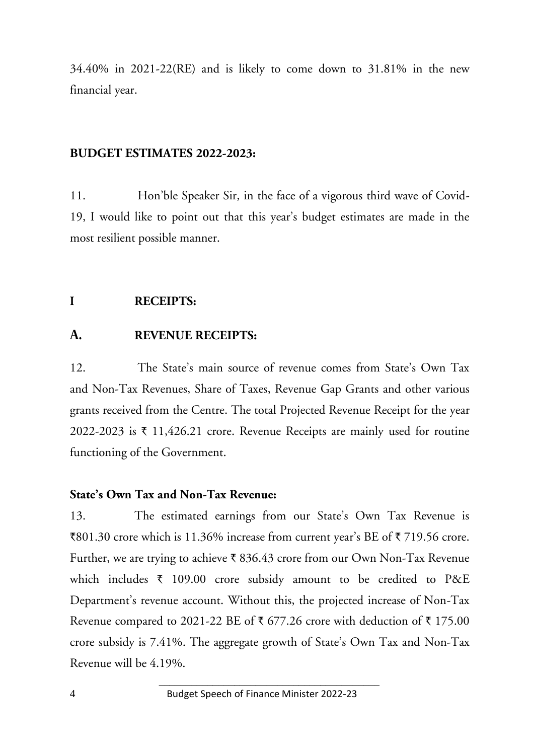34.40% in 2021-22(RE) and is likely to come down to 31.81% in the new financial year.

## BUDGET ESTIMATES 2022-2023:

11. Hon'ble Speaker Sir, in the face of a vigorous third wave of Covid-19, I would like to point out that this year's budget estimates are made in the most resilient possible manner.

## I RECEIPTS:

### A. REVENUE RECEIPTS:

12. The State's main source of revenue comes from State's Own Tax and Non-Tax Revenues, Share of Taxes, Revenue Gap Grants and other various grants received from the Centre. The total Projected Revenue Receipt for the year 2022-2023 is ₹ 11,426.21 crore. Revenue Receipts are mainly used for routine functioning of the Government.

**State's Own Tax and Non-Tax Revenue:**

13. The estimated earnings from our State's Own Tax Revenue is ₹801.30 crore which is 11.36% increase from current year's BE of ₹ 719.56 crore. Further, we are trying to achieve ₹ 836.43 crore from our Own Non-Tax Revenue which includes ₹ 109.00 crore subsidy amount to be credited to P&E Department's revenue account. Without this, the projected increase of Non-Tax Revenue compared to 2021-22 BE of ₹ 677.26 crore with deduction of ₹ 175.00 crore subsidy is 7.41%. The aggregate growth of State's Own Tax and Non-Tax Revenue will be 4.19%.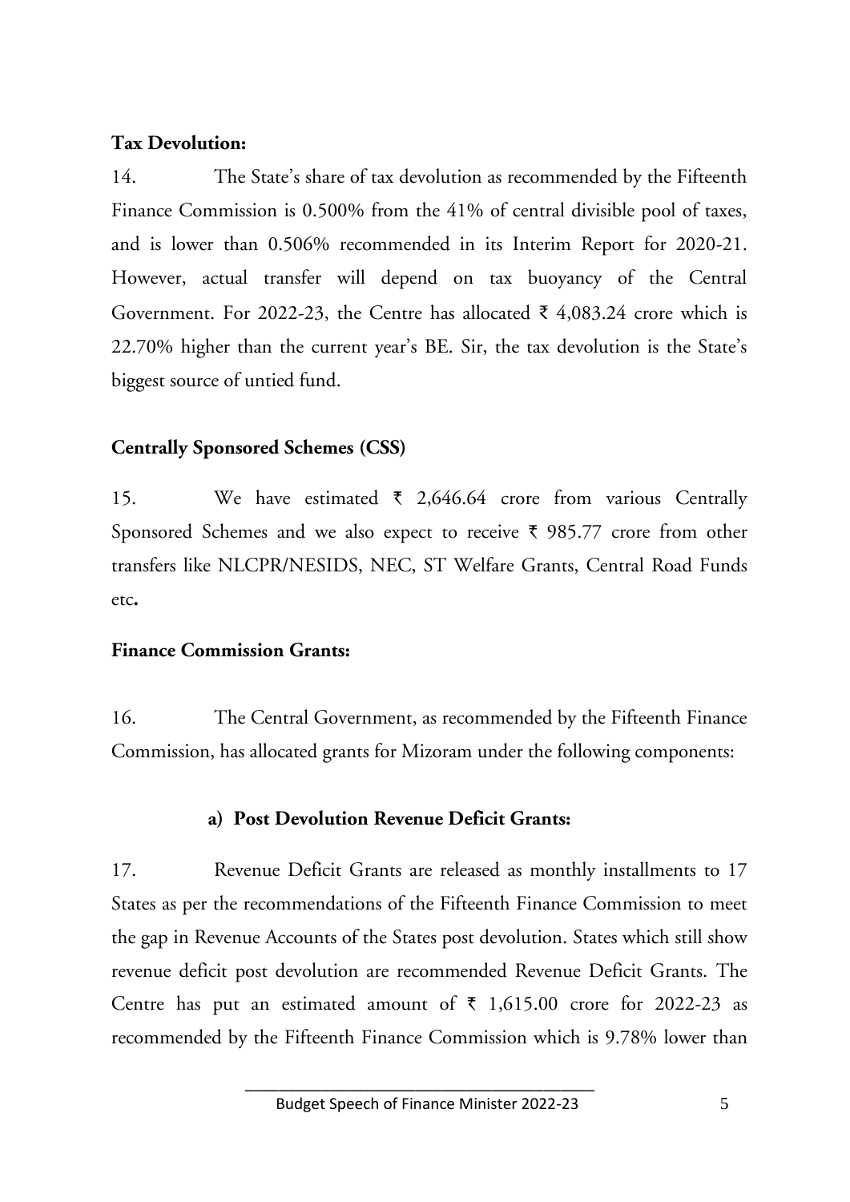**Tax Devolution:**

14. The State's share of tax devolution as recommended by the Fifteenth Finance Commission is 0.500% from the 41% of central divisible pool of taxes, and is lower than 0.506% recommended in its Interim Report for 2020-21. However, actual transfer will depend on tax buoyancy of the Central Government. For 2022-23, the Centre has allocated ₹ 4,083.24 crore which is 22.70% higher than the current year's BE. Sir, the tax devolution is the State's biggest source of untied fund.

**Centrally Sponsored Schemes (CSS)**

15. We have estimated ₹ 2,646.64 crore from various Centrally Sponsored Schemes and we also expect to receive ₹ 985.77 crore from other transfers like NLCPR/NESIDS, NEC, ST Welfare Grants, Central Road Funds etc**.**

**Finance Commission Grants:**

16. The Central Government, as recommended by the Fifteenth Finance Commission, has allocated grants for Mizoram under the following components:

**a) Post Devolution Revenue Deficit Grants:**

17. Revenue Deficit Grants are released as monthly installments to 17 States as per the recommendations of the Fifteenth Finance Commission to meet the gap in Revenue Accounts of the States post devolution. States which still show revenue deficit post devolution are recommended Revenue Deficit Grants. The Centre has put an estimated amount of ₹ 1,615.00 crore for 2022-23 as recommended by the Fifteenth Finance Commission which is 9.78% lower than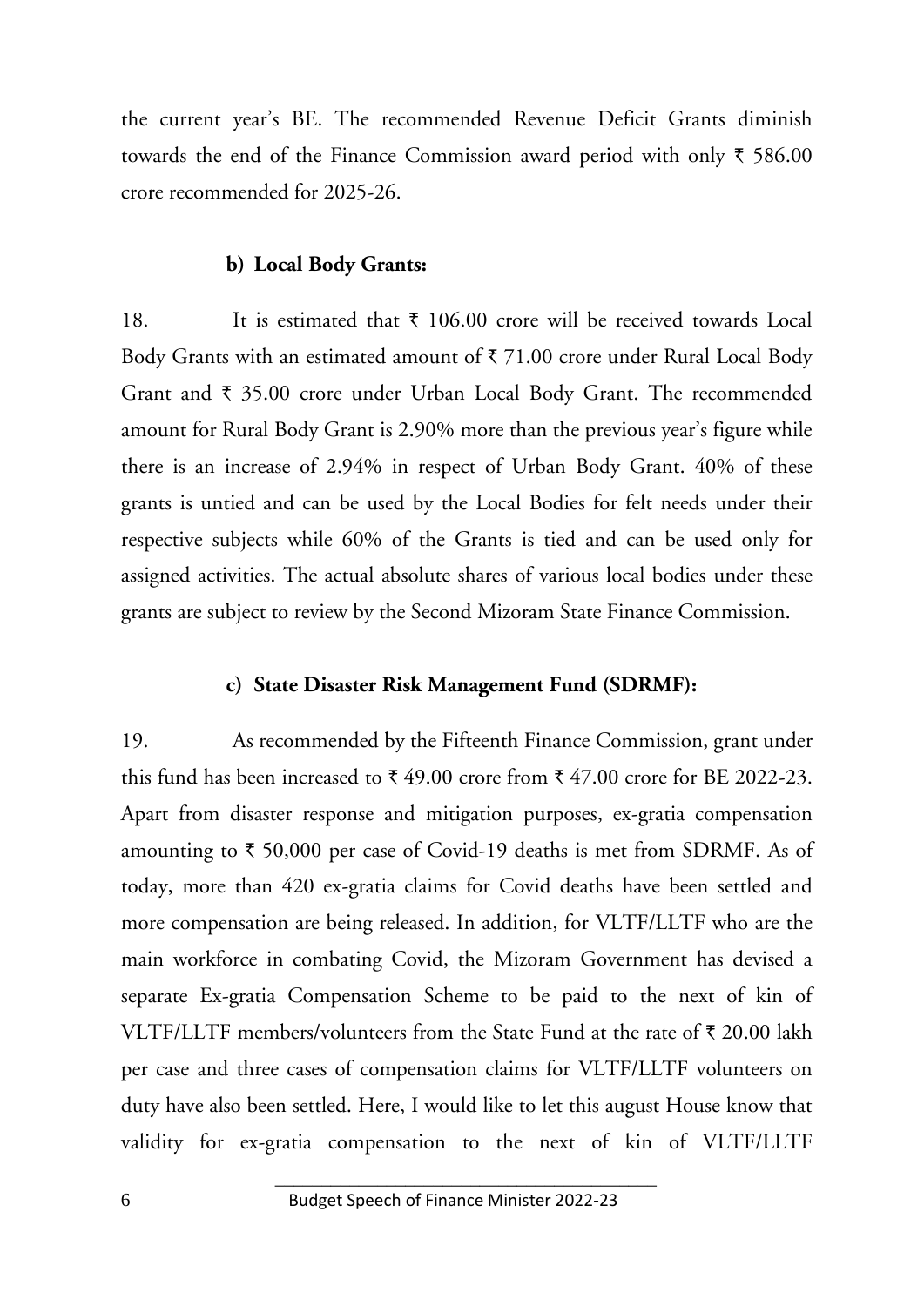the current year's BE. The recommended Revenue Deficit Grants diminish towards the end of the Finance Commission award period with only ₹ 586.00 crore recommended for 2025-26.

### b) Local Body Grants:

18. It is estimated that ₹ 106.00 crore will be received towards Local Body Grants with an estimated amount of ₹ 71.00 crore under Rural Local Body Grant and ₹ 35.00 crore under Urban Local Body Grant. The recommended amount for Rural Body Grant is 2.90% more than the previous year's figure while there is an increase of 2.94% in respect of Urban Body Grant. 40% of these grants is untied and can be used by the Local Bodies for felt needs under their respective subjects while 60% of the Grants is tied and can be used only for assigned activities. The actual absolute shares of various local bodies under these grants are subject to review by the Second Mizoram State Finance Commission.

### c) State Disaster Risk Management Fund (SDRMF):

19. As recommended by the Fifteenth Finance Commission, grant under this fund has been increased to ₹ 49.00 crore from ₹ 47.00 crore for BE 2022-23. Apart from disaster response and mitigation purposes, ex-gratia compensation amounting to ₹ 50,000 per case of Covid-19 deaths is met from SDRMF. As of today, more than 420 ex-gratia claims for Covid deaths have been settled and more compensation are being released. In addition, for VLTF/LLTF who are the main workforce in combating Covid, the Mizoram Government has devised a separate Ex-gratia Compensation Scheme to be paid to the next of kin of VLTF/LLTF members/volunteers from the State Fund at the rate of ₹ 20.00 lakh per case and three cases of compensation claims for VLTF/LLTF volunteers on duty have also been settled. Here, I would like to let this august House know that validity for ex-gratia compensation to the next of kin of VLTF/LLTF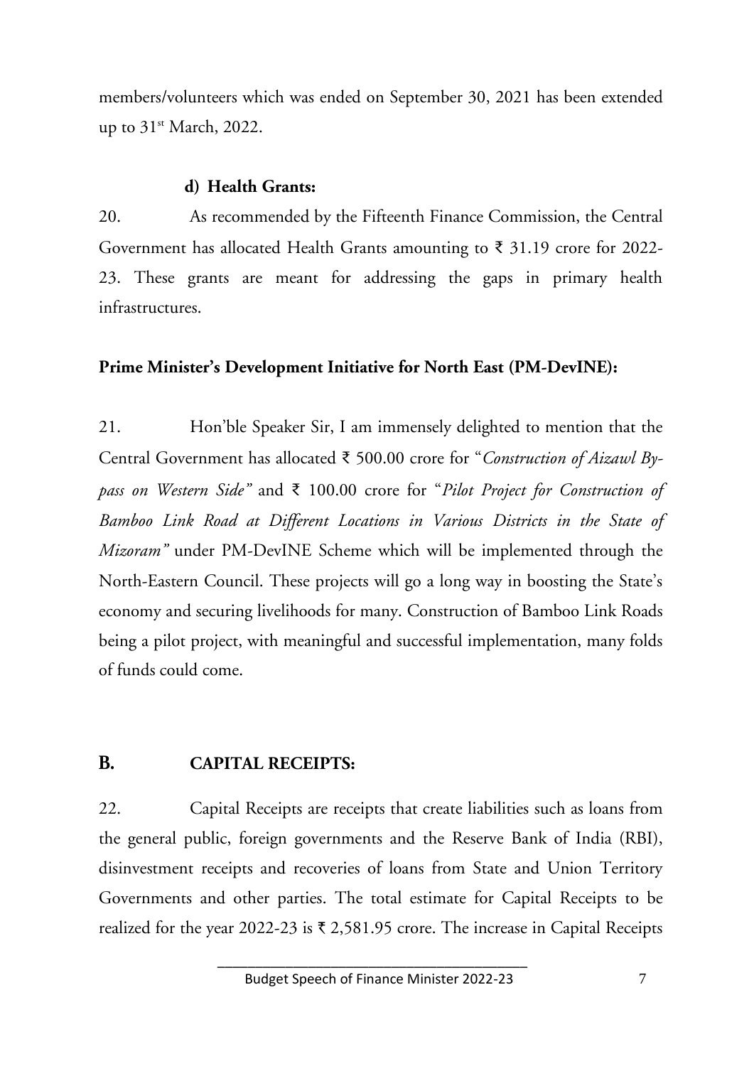members/volunteers which was ended on September 30, 2021 has been extended up to 31st March, 2022.

#### d) Health Grants:

20. As recommended by the Fifteenth Finance Commission, the Central Government has allocated Health Grants amounting to ₹ 31.19 crore for 2022-23. These grants are meant for addressing the gaps in primary health infrastructures.

### Prime Minister's Development Initiative for North East (PM-DevINE):

21. Hon'ble Speaker Sir, I am immensely delighted to mention that the Central Government has allocated ₹ 500.00 crore for "*Construction of Aizawl By-pass on Western Side"* and ₹ 100.00 crore for "*Pilot Project for Construction of Bamboo Link Road at Different Locations in Various Districts in the State of Mizoram"* under PM-DevINE Scheme which will be implemented through the North-Eastern Council. These projects will go a long way in boosting the State's economy and securing livelihoods for many. Construction of Bamboo Link Roads being a pilot project, with meaningful and successful implementation, many folds of funds could come.

## B. CAPITAL RECEIPTS:

22. Capital Receipts are receipts that create liabilities such as loans from the general public, foreign governments and the Reserve Bank of India (RBI), disinvestment receipts and recoveries of loans from State and Union Territory Governments and other parties. The total estimate for Capital Receipts to be realized for the year 2022-23 is ₹ 2,581.95 crore. The increase in Capital Receipts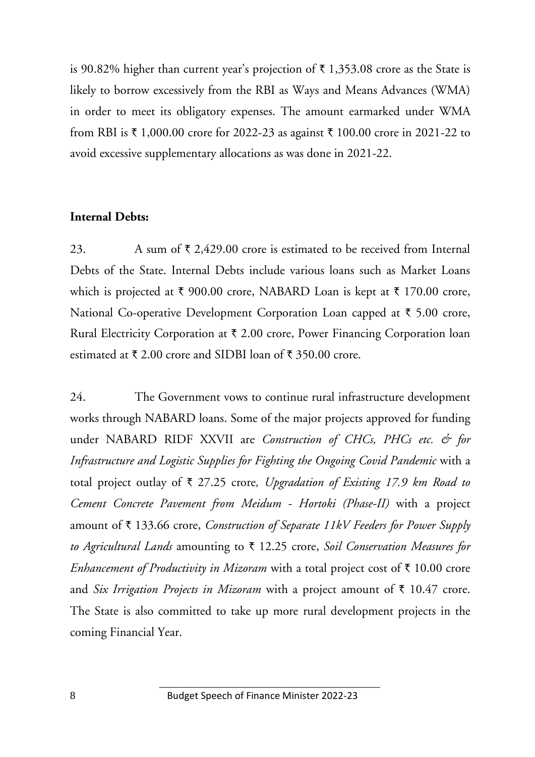is 90.82% higher than current year's projection of ₹ 1,353.08 crore as the State is likely to borrow excessively from the RBI as Ways and Means Advances (WMA) in order to meet its obligatory expenses. The amount earmarked under WMA from RBI is ₹ 1,000.00 crore for 2022-23 as against ₹ 100.00 crore in 2021-22 to avoid excessive supplementary allocations as was done in 2021-22.

**Internal Debts:**

23. A sum of ₹ 2,429.00 crore is estimated to be received from Internal Debts of the State. Internal Debts include various loans such as Market Loans which is projected at ₹ 900.00 crore, NABARD Loan is kept at ₹ 170.00 crore, National Co-operative Development Corporation Loan capped at ₹ 5.00 crore, Rural Electricity Corporation at ₹ 2.00 crore, Power Financing Corporation loan estimated at ₹ 2.00 crore and SIDBI loan of ₹ 350.00 crore.

24. The Government vows to continue rural infrastructure development works through NABARD loans. Some of the major projects approved for funding under NABARD RIDF XXVII are *Construction of CHCs, PHCs etc. & for Infrastructure and Logistic Supplies for Fighting the Ongoing Covid Pandemic* with a total project outlay of ₹ 27.25 crore, *Upgradation of Existing 17.9 km Road to Cement Concrete Pavement from Meidum - Hortoki (Phase-II)* with a project amount of ₹ 133.66 crore, *Construction of Separate 11kV Feeders for Power Supply to Agricultural Lands* amounting to ₹ 12.25 crore, *Soil Conservation Measures for Enhancement of Productivity in Mizoram* with a total project cost of ₹ 10.00 crore and *Six Irrigation Projects in Mizoram* with a project amount of ₹ 10.47 crore. The State is also committed to take up more rural development projects in the coming Financial Year.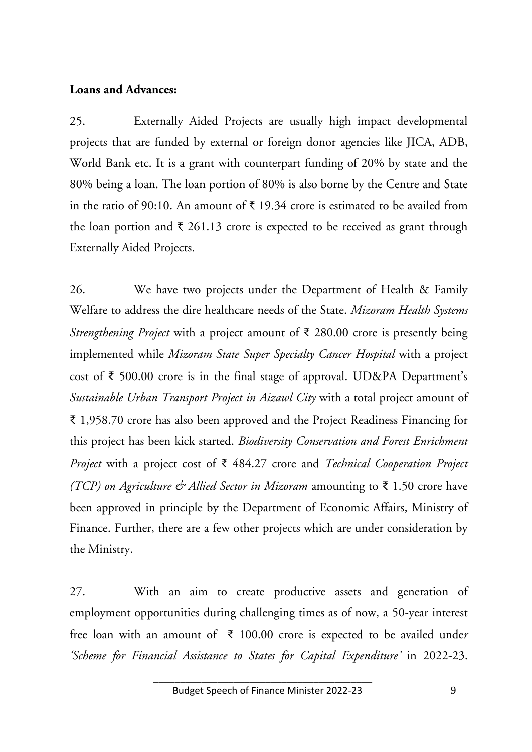**Loans and Advances:**

25. Externally Aided Projects are usually high impact developmental projects that are funded by external or foreign donor agencies like JICA, ADB, World Bank etc. It is a grant with counterpart funding of 20% by state and the 80% being a loan. The loan portion of 80% is also borne by the Centre and State in the ratio of 90:10. An amount of ₹ 19.34 crore is estimated to be availed from the loan portion and ₹ 261.13 crore is expected to be received as grant through Externally Aided Projects.

26. We have two projects under the Department of Health & Family Welfare to address the dire healthcare needs of the State. *Mizoram Health Systems Strengthening Project* with a project amount of ₹ 280.00 crore is presently being implemented while *Mizoram State Super Specialty Cancer Hospital* with a project cost of ₹ 500.00 crore is in the final stage of approval. UD&PA Department's *Sustainable Urban Transport Project in Aizawl City* with a total project amount of ₹ 1,958.70 crore has also been approved and the Project Readiness Financing for this project has been kick started. *Biodiversity Conservation and Forest Enrichment Project* with a project cost of ₹ 484.27 crore and *Technical Cooperation Project (TCP) on Agriculture & Allied Sector in Mizoram* amounting to ₹ 1.50 crore have been approved in principle by the Department of Economic Affairs, Ministry of Finance. Further, there are a few other projects which are under consideration by the Ministry.

27. With an aim to create productive assets and generation of employment opportunities during challenging times as of now, a 50-year interest free loan with an amount of ₹ 100.00 crore is expected to be availed under *'Scheme for Financial Assistance to States for Capital Expenditure'* in 2022-23.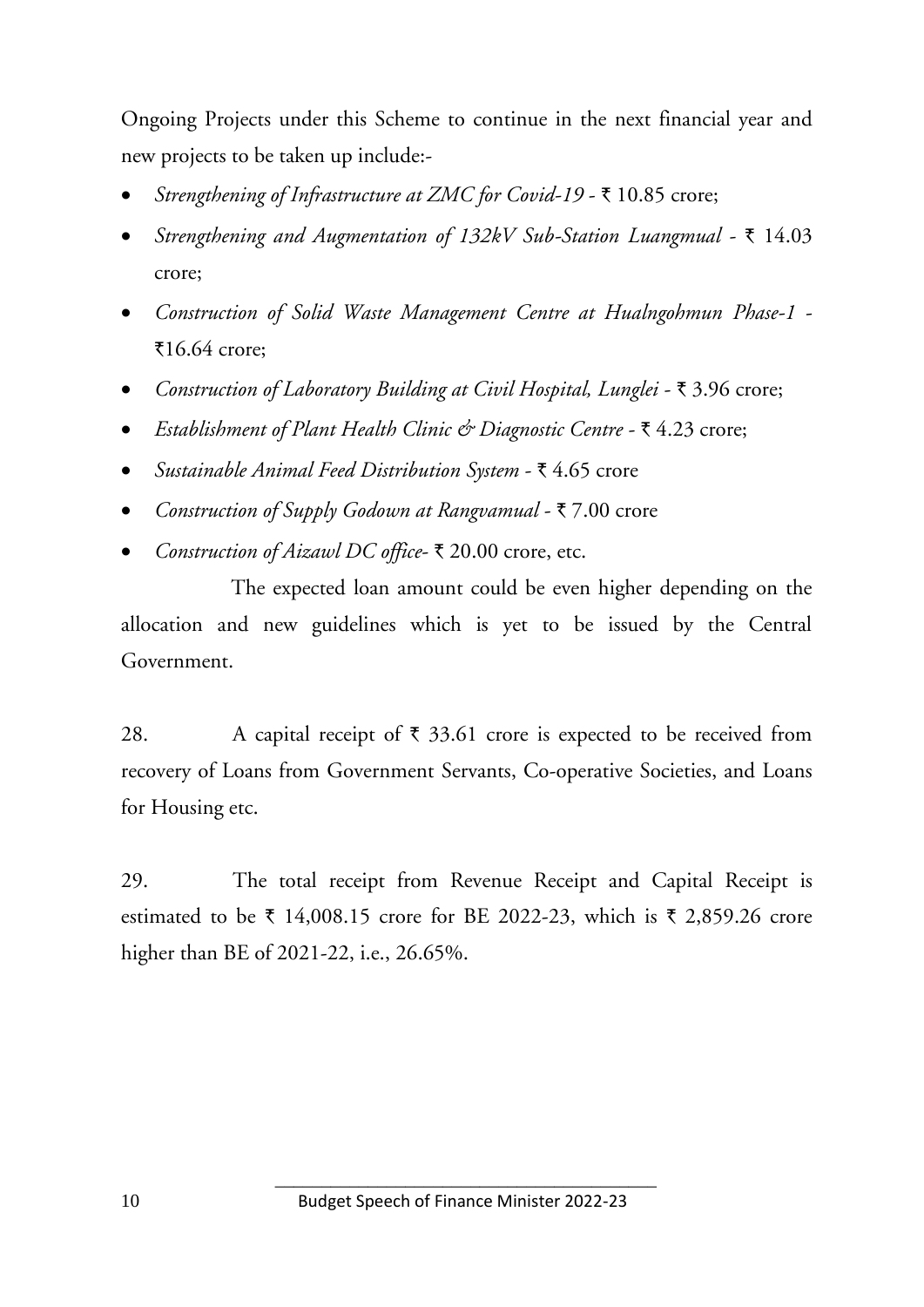Ongoing Projects under this Scheme to continue in the next financial year and new projects to be taken up include:-

- *Strengthening of Infrastructure at ZMC for Covid-19* - ₹ 10.85 crore;
- *Strengthening and Augmentation of 132kV Sub-Station Luangmual* - ₹ 14.03 crore;
- *Construction of Solid Waste Management Centre at Hualngohmun Phase-1* - ₹16.64 crore;
- *Construction of Laboratory Building at Civil Hospital, Lunglei* - ₹ 3.96 crore;
- *Establishment of Plant Health Clinic & Diagnostic Centre* - ₹ 4.23 crore;
- *Sustainable Animal Feed Distribution System* - ₹ 4.65 crore
- *Construction of Supply Godown at Rangvamual* - ₹ 7.00 crore
- *Construction of Aizawl DC office*- ₹ 20.00 crore, etc.

The expected loan amount could be even higher depending on the allocation and new guidelines which is yet to be issued by the Central Government.

28. A capital receipt of ₹ 33.61 crore is expected to be received from recovery of Loans from Government Servants, Co-operative Societies, and Loans for Housing etc.

29. The total receipt from Revenue Receipt and Capital Receipt is estimated to be ₹ 14,008.15 crore for BE 2022-23, which is ₹ 2,859.26 crore higher than BE of 2021-22, i.e., 26.65%.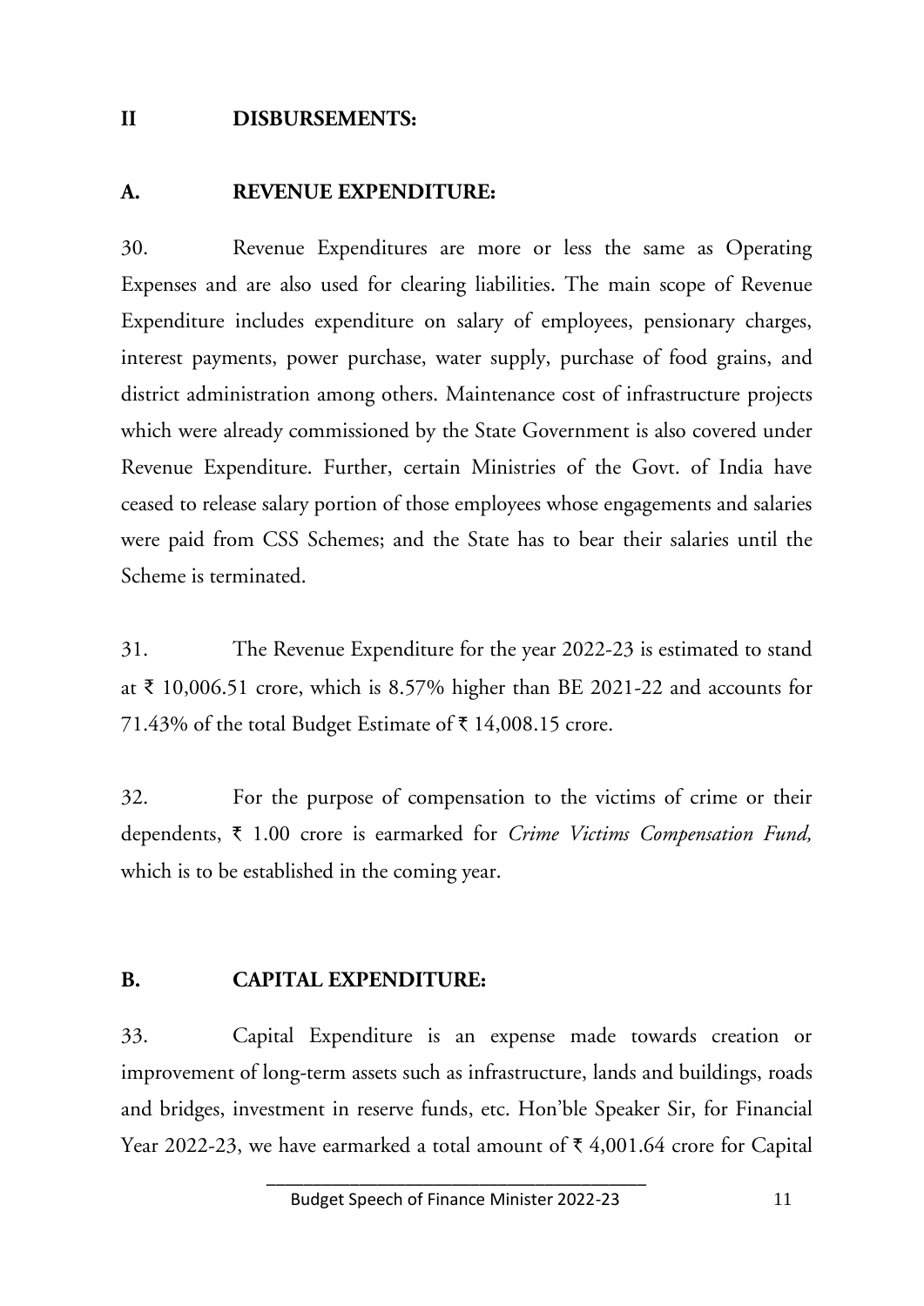## II DISBURSEMENTS:

### A. REVENUE EXPENDITURE:

30. Revenue Expenditures are more or less the same as Operating Expenses and are also used for clearing liabilities. The main scope of Revenue Expenditure includes expenditure on salary of employees, pensionary charges, interest payments, power purchase, water supply, purchase of food grains, and district administration among others. Maintenance cost of infrastructure projects which were already commissioned by the State Government is also covered under Revenue Expenditure. Further, certain Ministries of the Govt. of India have ceased to release salary portion of those employees whose engagements and salaries were paid from CSS Schemes; and the State has to bear their salaries until the Scheme is terminated.

31. The Revenue Expenditure for the year 2022-23 is estimated to stand at ₹ 10,006.51 crore, which is 8.57% higher than BE 2021-22 and accounts for 71.43% of the total Budget Estimate of ₹ 14,008.15 crore.

32. For the purpose of compensation to the victims of crime or their dependents, ₹ 1.00 crore is earmarked for *Crime Victims Compensation Fund,* which is to be established in the coming year.

### B. CAPITAL EXPENDITURE:

33. Capital Expenditure is an expense made towards creation or improvement of long-term assets such as infrastructure, lands and buildings, roads and bridges, investment in reserve funds, etc. Hon'ble Speaker Sir, for Financial Year 2022-23, we have earmarked a total amount of ₹ 4,001.64 crore for Capital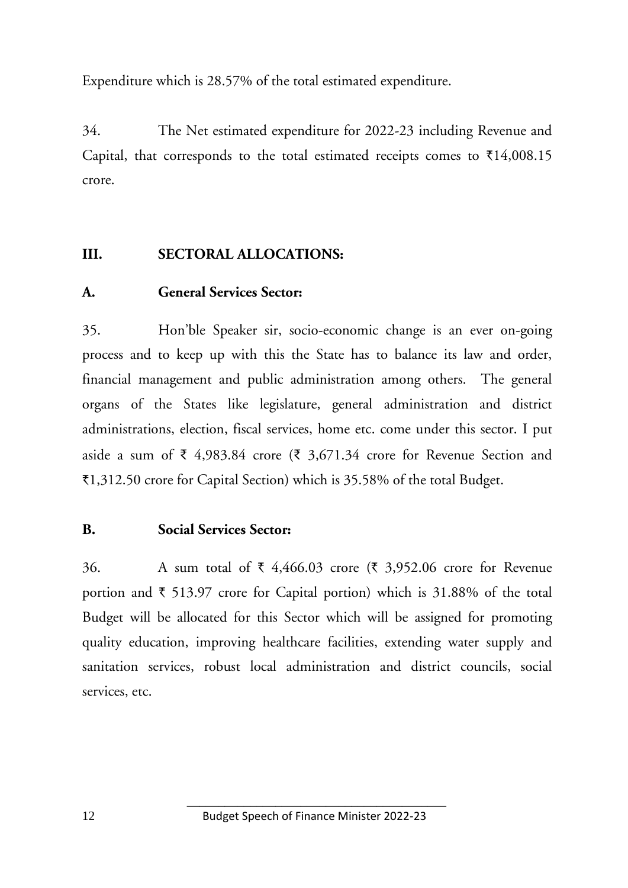Expenditure which is 28.57% of the total estimated expenditure.

34. The Net estimated expenditure for 2022-23 including Revenue and Capital, that corresponds to the total estimated receipts comes to ₹14,008.15 crore.

## III. SECTORAL ALLOCATIONS:

### A. General Services Sector:

35. Hon'ble Speaker sir, socio-economic change is an ever on-going process and to keep up with this the State has to balance its law and order, financial management and public administration among others. The general organs of the States like legislature, general administration and district administrations, election, fiscal services, home etc. come under this sector. I put aside a sum of ₹ 4,983.84 crore (₹ 3,671.34 crore for Revenue Section and ₹1,312.50 crore for Capital Section) which is 35.58% of the total Budget.

### B. Social Services Sector:

36. A sum total of ₹ 4,466.03 crore (₹ 3,952.06 crore for Revenue portion and ₹ 513.97 crore for Capital portion) which is 31.88% of the total Budget will be allocated for this Sector which will be assigned for promoting quality education, improving healthcare facilities, extending water supply and sanitation services, robust local administration and district councils, social services, etc.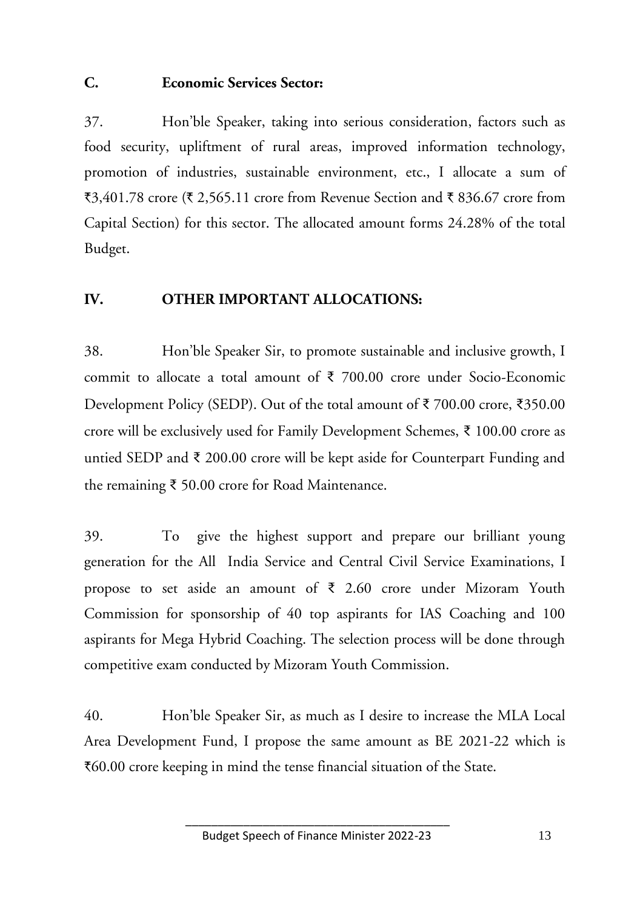## C. Economic Services Sector:

37. Hon'ble Speaker, taking into serious consideration, factors such as food security, upliftment of rural areas, improved information technology, promotion of industries, sustainable environment, etc., I allocate a sum of ₹3,401.78 crore (₹ 2,565.11 crore from Revenue Section and ₹ 836.67 crore from Capital Section) for this sector. The allocated amount forms 24.28% of the total Budget.

## IV. OTHER IMPORTANT ALLOCATIONS:

38. Hon'ble Speaker Sir, to promote sustainable and inclusive growth, I commit to allocate a total amount of ₹ 700.00 crore under Socio-Economic Development Policy (SEDP). Out of the total amount of ₹ 700.00 crore, ₹350.00 crore will be exclusively used for Family Development Schemes, ₹ 100.00 crore as untied SEDP and ₹ 200.00 crore will be kept aside for Counterpart Funding and the remaining ₹ 50.00 crore for Road Maintenance.

39. To give the highest support and prepare our brilliant young generation for the All India Service and Central Civil Service Examinations, I propose to set aside an amount of ₹ 2.60 crore under Mizoram Youth Commission for sponsorship of 40 top aspirants for IAS Coaching and 100 aspirants for Mega Hybrid Coaching. The selection process will be done through competitive exam conducted by Mizoram Youth Commission.

40. Hon'ble Speaker Sir, as much as I desire to increase the MLA Local Area Development Fund, I propose the same amount as BE 2021-22 which is ₹60.00 crore keeping in mind the tense financial situation of the State.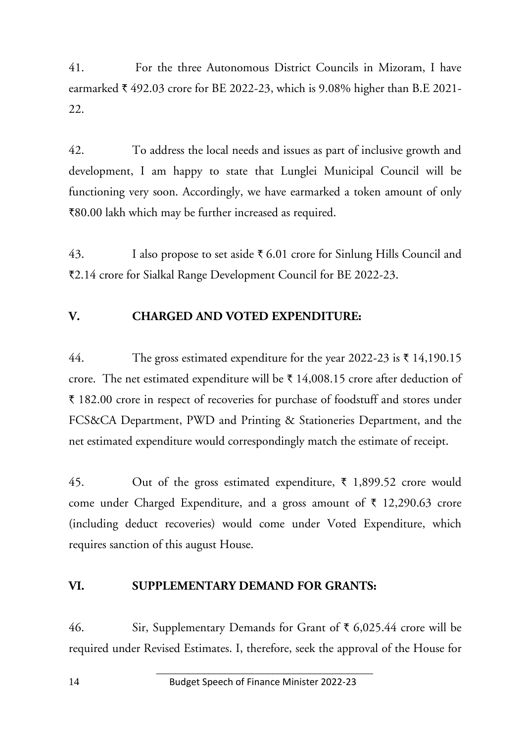41. For the three Autonomous District Councils in Mizoram, I have earmarked ₹ 492.03 crore for BE 2022-23, which is 9.08% higher than B.E 2021-22.

42. To address the local needs and issues as part of inclusive growth and development, I am happy to state that Lunglei Municipal Council will be functioning very soon. Accordingly, we have earmarked a token amount of only ₹80.00 lakh which may be further increased as required.

43. I also propose to set aside ₹ 6.01 crore for Sinlung Hills Council and ₹2.14 crore for Sialkal Range Development Council for BE 2022-23.

## V. CHARGED AND VOTED EXPENDITURE:

44. The gross estimated expenditure for the year 2022-23 is ₹ 14,190.15 crore. The net estimated expenditure will be ₹ 14,008.15 crore after deduction of ₹ 182.00 crore in respect of recoveries for purchase of foodstuff and stores under FCS&CA Department, PWD and Printing & Stationeries Department, and the net estimated expenditure would correspondingly match the estimate of receipt.

45. Out of the gross estimated expenditure, ₹ 1,899.52 crore would come under Charged Expenditure, and a gross amount of ₹ 12,290.63 crore (including deduct recoveries) would come under Voted Expenditure, which requires sanction of this august House.

## VI. SUPPLEMENTARY DEMAND FOR GRANTS:

46. Sir, Supplementary Demands for Grant of ₹ 6,025.44 crore will be required under Revised Estimates. I, therefore, seek the approval of the House for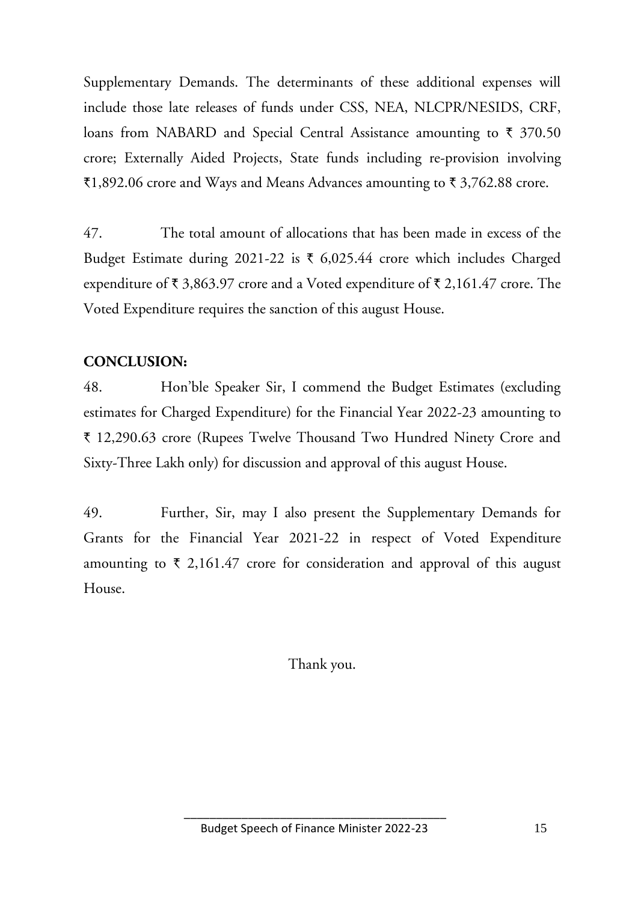Supplementary Demands. The determinants of these additional expenses will include those late releases of funds under CSS, NEA, NLCPR/NESIDS, CRF, loans from NABARD and Special Central Assistance amounting to ₹ 370.50 crore; Externally Aided Projects, State funds including re-provision involving ₹1,892.06 crore and Ways and Means Advances amounting to ₹ 3,762.88 crore.

47. The total amount of allocations that has been made in excess of the Budget Estimate during 2021-22 is ₹ 6,025.44 crore which includes Charged expenditure of ₹ 3,863.97 crore and a Voted expenditure of ₹ 2,161.47 crore. The Voted Expenditure requires the sanction of this august House.

**CONCLUSION:**

48. Hon'ble Speaker Sir, I commend the Budget Estimates (excluding estimates for Charged Expenditure) for the Financial Year 2022-23 amounting to ₹ 12,290.63 crore (Rupees Twelve Thousand Two Hundred Ninety Crore and Sixty-Three Lakh only) for discussion and approval of this august House.

49. Further, Sir, may I also present the Supplementary Demands for Grants for the Financial Year 2021-22 in respect of Voted Expenditure amounting to ₹ 2,161.47 crore for consideration and approval of this august House.

Thank you.